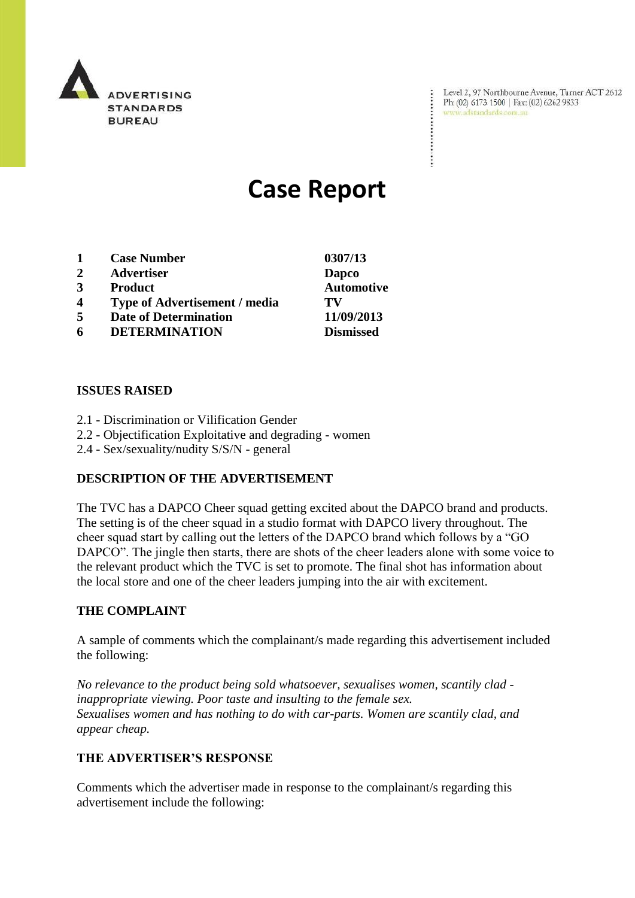ADVERTISING STANDARDS BUREAU

Level 2, 97 Northbourne Avenue, Turner ACT 2612
Ph: (02) 6173 1500 | Fax: (02) 6262 9833
www.adstandards.com.au

# Case Report

| | | |
|---|---|---|
| **1** | **Case Number** | **0307/13** |
| **2** | **Advertiser** | **Dapco** |
| **3** | **Product** | **Automotive** |
| **4** | **Type of Advertisement / media** | **TV** |
| **5** | **Date of Determination** | **11/09/2013** |
| **6** | **DETERMINATION** | **Dismissed** |

## ISSUES RAISED

2.1 - Discrimination or Vilification Gender
2.2 - Objectification Exploitative and degrading - women
2.4 - Sex/sexuality/nudity S/S/N - general

## DESCRIPTION OF THE ADVERTISEMENT

The TVC has a DAPCO Cheer squad getting excited about the DAPCO brand and products. The setting is of the cheer squad in a studio format with DAPCO livery throughout. The cheer squad start by calling out the letters of the DAPCO brand which follows by a "GO DAPCO". The jingle then starts, there are shots of the cheer leaders alone with some voice to the relevant product which the TVC is set to promote. The final shot has information about the local store and one of the cheer leaders jumping into the air with excitement.

## THE COMPLAINT

A sample of comments which the complainant/s made regarding this advertisement included the following:

*No relevance to the product being sold whatsoever, sexualises women, scantily clad - inappropriate viewing. Poor taste and insulting to the female sex.*
*Sexualises women and has nothing to do with car-parts. Women are scantily clad, and appear cheap.*

## THE ADVERTISER'S RESPONSE

Comments which the advertiser made in response to the complainant/s regarding this advertisement include the following: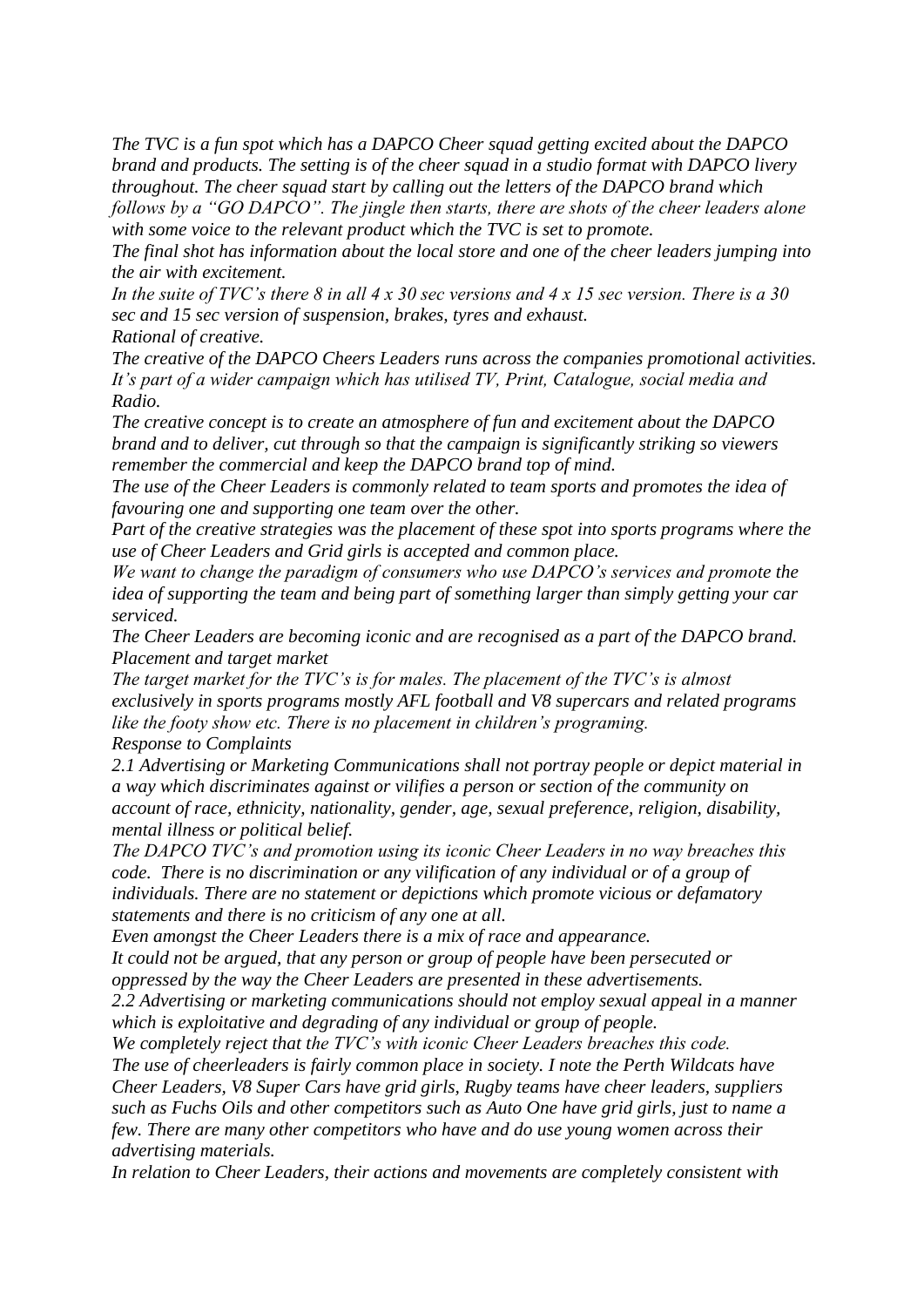*The TVC is a fun spot which has a DAPCO Cheer squad getting excited about the DAPCO brand and products. The setting is of the cheer squad in a studio format with DAPCO livery throughout. The cheer squad start by calling out the letters of the DAPCO brand which follows by a "GO DAPCO". The jingle then starts, there are shots of the cheer leaders alone with some voice to the relevant product which the TVC is set to promote.*

*The final shot has information about the local store and one of the cheer leaders jumping into the air with excitement.*

*In the suite of TVC's there 8 in all 4 x 30 sec versions and 4 x 15 sec version. There is a 30 sec and 15 sec version of suspension, brakes, tyres and exhaust.*

*Rational of creative.*

*The creative of the DAPCO Cheers Leaders runs across the companies promotional activities. It's part of a wider campaign which has utilised TV, Print, Catalogue, social media and Radio.*

*The creative concept is to create an atmosphere of fun and excitement about the DAPCO brand and to deliver, cut through so that the campaign is significantly striking so viewers remember the commercial and keep the DAPCO brand top of mind.*

*The use of the Cheer Leaders is commonly related to team sports and promotes the idea of favouring one and supporting one team over the other.*

*Part of the creative strategies was the placement of these spot into sports programs where the use of Cheer Leaders and Grid girls is accepted and common place.*

*We want to change the paradigm of consumers who use DAPCO's services and promote the idea of supporting the team and being part of something larger than simply getting your car serviced.*

*The Cheer Leaders are becoming iconic and are recognised as a part of the DAPCO brand.*

*Placement and target market*

*The target market for the TVC's is for males. The placement of the TVC's is almost exclusively in sports programs mostly AFL football and V8 supercars and related programs like the footy show etc. There is no placement in children's programing.*

*Response to Complaints*

*2.1 Advertising or Marketing Communications shall not portray people or depict material in a way which discriminates against or vilifies a person or section of the community on account of race, ethnicity, nationality, gender, age, sexual preference, religion, disability, mental illness or political belief.*

*The DAPCO TVC's and promotion using its iconic Cheer Leaders in no way breaches this code. There is no discrimination or any vilification of any individual or of a group of individuals. There are no statement or depictions which promote vicious or defamatory statements and there is no criticism of any one at all.*

*Even amongst the Cheer Leaders there is a mix of race and appearance.*

*It could not be argued, that any person or group of people have been persecuted or oppressed by the way the Cheer Leaders are presented in these advertisements.*

*2.2 Advertising or marketing communications should not employ sexual appeal in a manner which is exploitative and degrading of any individual or group of people.*

*We completely reject that the TVC's with iconic Cheer Leaders breaches this code.*

*The use of cheerleaders is fairly common place in society. I note the Perth Wildcats have Cheer Leaders, V8 Super Cars have grid girls, Rugby teams have cheer leaders, suppliers such as Fuchs Oils and other competitors such as Auto One have grid girls, just to name a few. There are many other competitors who have and do use young women across their advertising materials.*

*In relation to Cheer Leaders, their actions and movements are completely consistent with*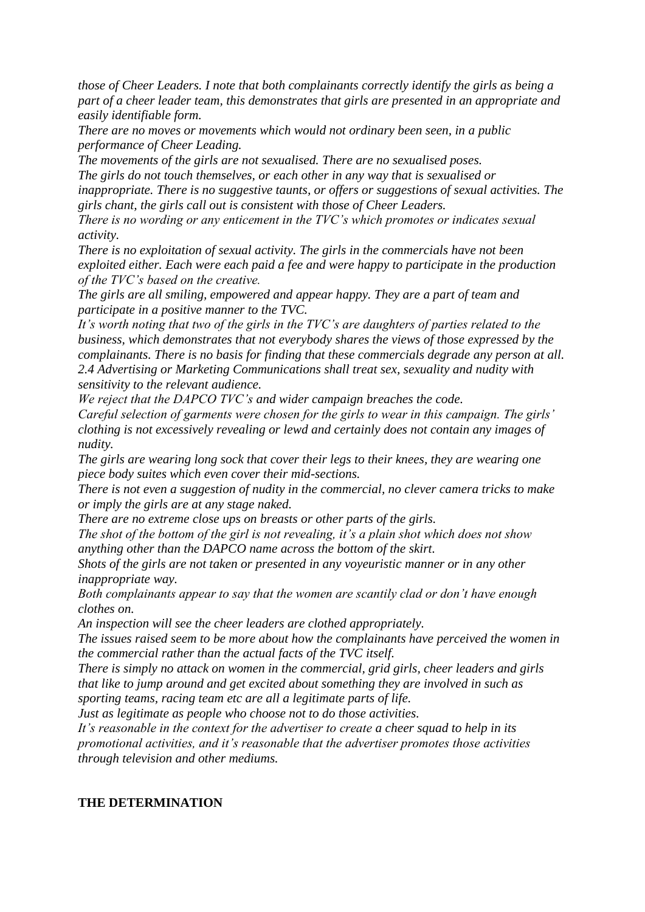*those of Cheer Leaders. I note that both complainants correctly identify the girls as being a part of a cheer leader team, this demonstrates that girls are presented in an appropriate and easily identifiable form.*

*There are no moves or movements which would not ordinary been seen, in a public performance of Cheer Leading.*

*The movements of the girls are not sexualised. There are no sexualised poses.*

*The girls do not touch themselves, or each other in any way that is sexualised or inappropriate. There is no suggestive taunts, or offers or suggestions of sexual activities. The girls chant, the girls call out is consistent with those of Cheer Leaders.*

*There is no wording or any enticement in the TVC's which promotes or indicates sexual activity.*

*There is no exploitation of sexual activity. The girls in the commercials have not been exploited either. Each were each paid a fee and were happy to participate in the production of the TVC's based on the creative.*

*The girls are all smiling, empowered and appear happy. They are a part of team and participate in a positive manner to the TVC.*

*It's worth noting that two of the girls in the TVC's are daughters of parties related to the business, which demonstrates that not everybody shares the views of those expressed by the complainants. There is no basis for finding that these commercials degrade any person at all.*

*2.4 Advertising or Marketing Communications shall treat sex, sexuality and nudity with sensitivity to the relevant audience.*

*We reject that the DAPCO TVC's and wider campaign breaches the code.*

*Careful selection of garments were chosen for the girls to wear in this campaign. The girls' clothing is not excessively revealing or lewd and certainly does not contain any images of nudity.*

*The girls are wearing long sock that cover their legs to their knees, they are wearing one piece body suites which even cover their mid-sections.*

*There is not even a suggestion of nudity in the commercial, no clever camera tricks to make or imply the girls are at any stage naked.*

*There are no extreme close ups on breasts or other parts of the girls.*

*The shot of the bottom of the girl is not revealing, it's a plain shot which does not show anything other than the DAPCO name across the bottom of the skirt.*

*Shots of the girls are not taken or presented in any voyeuristic manner or in any other inappropriate way.*

*Both complainants appear to say that the women are scantily clad or don't have enough clothes on.*

*An inspection will see the cheer leaders are clothed appropriately.*

*The issues raised seem to be more about how the complainants have perceived the women in the commercial rather than the actual facts of the TVC itself.*

*There is simply no attack on women in the commercial, grid girls, cheer leaders and girls that like to jump around and get excited about something they are involved in such as sporting teams, racing team etc are all a legitimate parts of life.*

*Just as legitimate as people who choose not to do those activities.*

*It's reasonable in the context for the advertiser to create a cheer squad to help in its promotional activities, and it's reasonable that the advertiser promotes those activities through television and other mediums.*

## THE DETERMINATION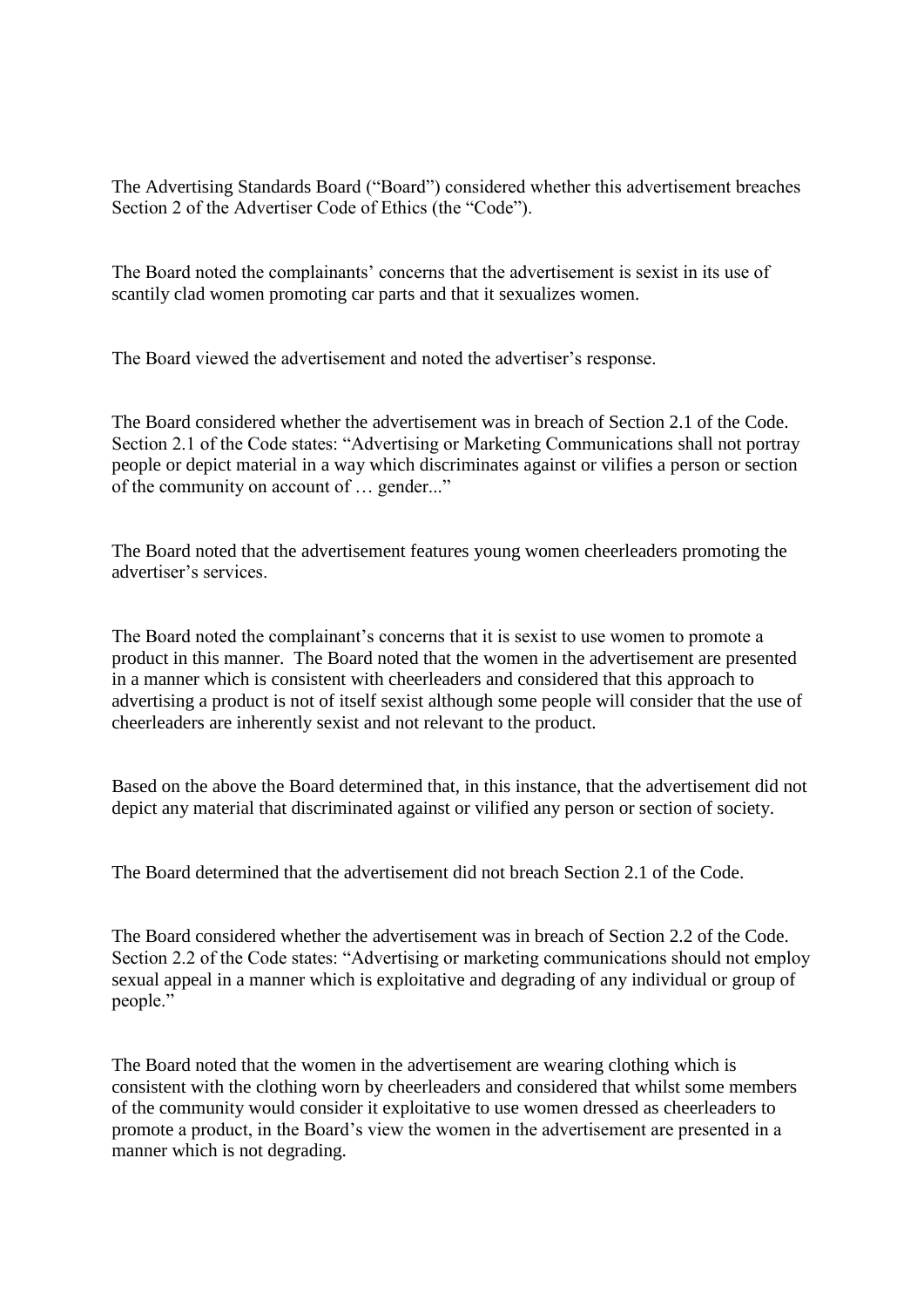The Advertising Standards Board ("Board") considered whether this advertisement breaches Section 2 of the Advertiser Code of Ethics (the "Code").

The Board noted the complainants' concerns that the advertisement is sexist in its use of scantily clad women promoting car parts and that it sexualizes women.

The Board viewed the advertisement and noted the advertiser's response.

The Board considered whether the advertisement was in breach of Section 2.1 of the Code. Section 2.1 of the Code states: "Advertising or Marketing Communications shall not portray people or depict material in a way which discriminates against or vilifies a person or section of the community on account of … gender..."

The Board noted that the advertisement features young women cheerleaders promoting the advertiser's services.

The Board noted the complainant's concerns that it is sexist to use women to promote a product in this manner. The Board noted that the women in the advertisement are presented in a manner which is consistent with cheerleaders and considered that this approach to advertising a product is not of itself sexist although some people will consider that the use of cheerleaders are inherently sexist and not relevant to the product.

Based on the above the Board determined that, in this instance, that the advertisement did not depict any material that discriminated against or vilified any person or section of society.

The Board determined that the advertisement did not breach Section 2.1 of the Code.

The Board considered whether the advertisement was in breach of Section 2.2 of the Code. Section 2.2 of the Code states: "Advertising or marketing communications should not employ sexual appeal in a manner which is exploitative and degrading of any individual or group of people."

The Board noted that the women in the advertisement are wearing clothing which is consistent with the clothing worn by cheerleaders and considered that whilst some members of the community would consider it exploitative to use women dressed as cheerleaders to promote a product, in the Board's view the women in the advertisement are presented in a manner which is not degrading.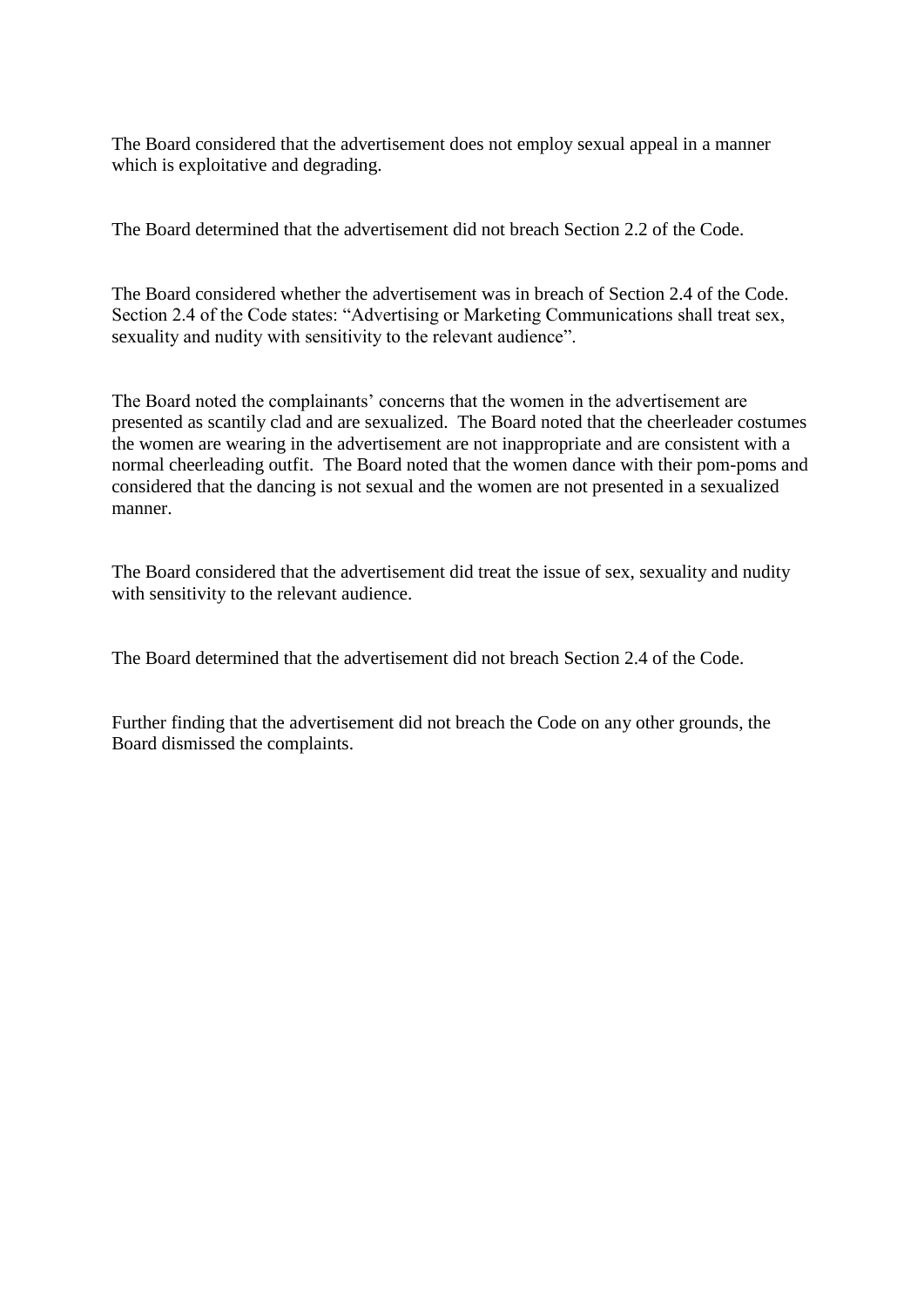The Board considered that the advertisement does not employ sexual appeal in a manner which is exploitative and degrading.

The Board determined that the advertisement did not breach Section 2.2 of the Code.

The Board considered whether the advertisement was in breach of Section 2.4 of the Code. Section 2.4 of the Code states: "Advertising or Marketing Communications shall treat sex, sexuality and nudity with sensitivity to the relevant audience".

The Board noted the complainants' concerns that the women in the advertisement are presented as scantily clad and are sexualized. The Board noted that the cheerleader costumes the women are wearing in the advertisement are not inappropriate and are consistent with a normal cheerleading outfit. The Board noted that the women dance with their pom-poms and considered that the dancing is not sexual and the women are not presented in a sexualized manner.

The Board considered that the advertisement did treat the issue of sex, sexuality and nudity with sensitivity to the relevant audience.

The Board determined that the advertisement did not breach Section 2.4 of the Code.

Further finding that the advertisement did not breach the Code on any other grounds, the Board dismissed the complaints.